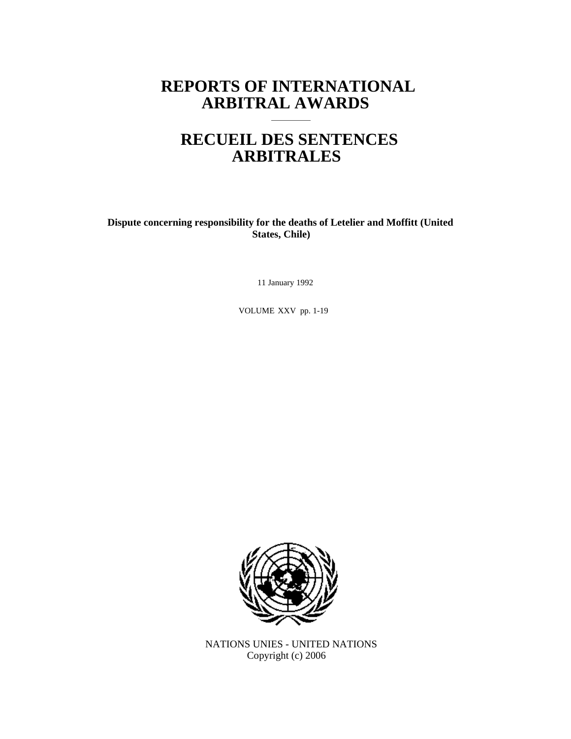# REPORTS OF INTERNATIONAL ARBITRAL AWARDS

# RECUEIL DES SENTENCES ARBITRALES

**Dispute concerning responsibility for the deaths of Letelier and Moffitt (United States, Chile)**

11 January 1992

VOLUME XXV pp. 1-19

NATIONS UNIES - UNITED NATIONS
Copyright (c) 2006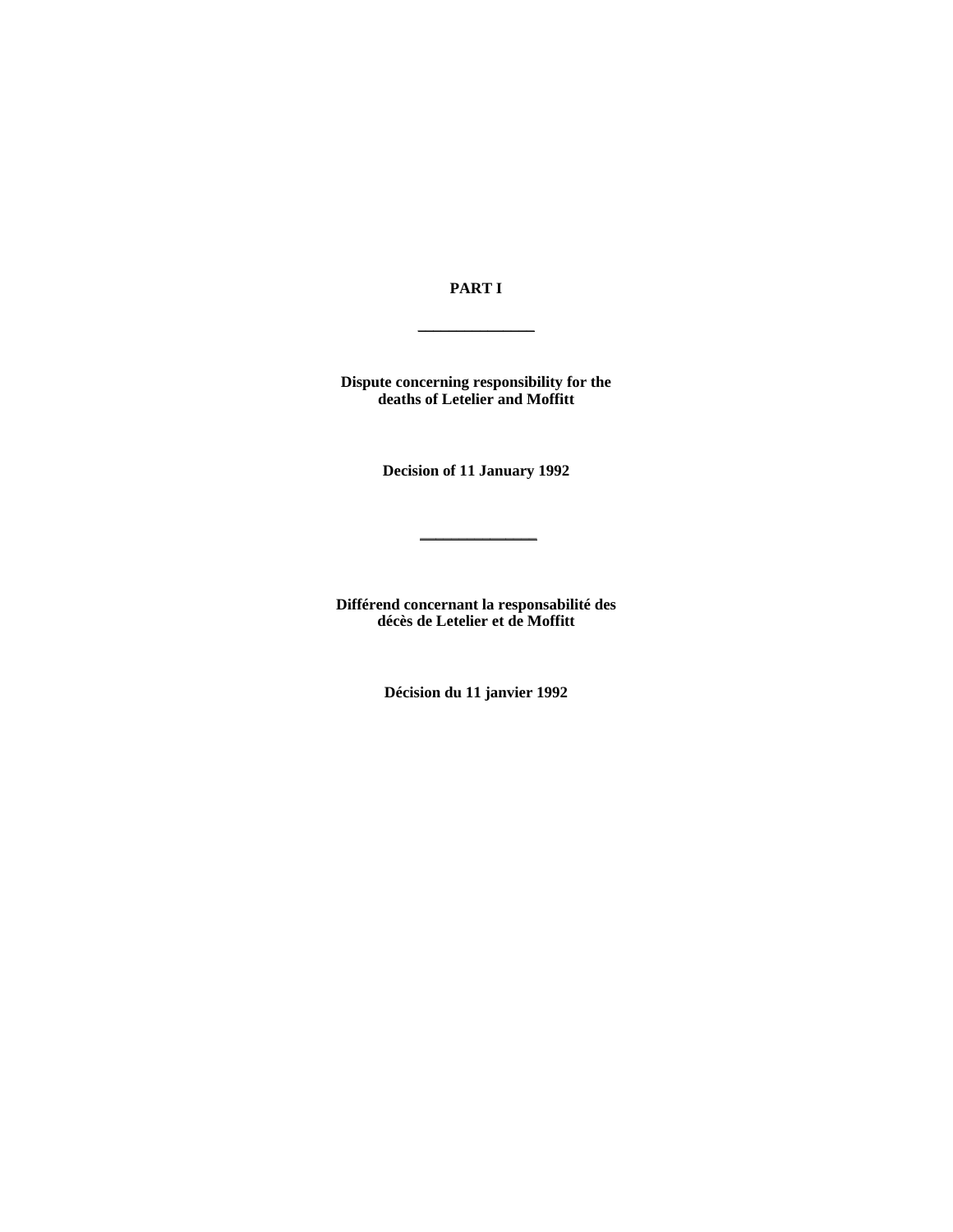# PART I

---

## Dispute concerning responsibility for the deaths of Letelier and Moffitt

### Decision of 11 January 1992

---

## Différend concernant la responsabilité des décès de Letelier et de Moffitt

### Décision du 11 janvier 1992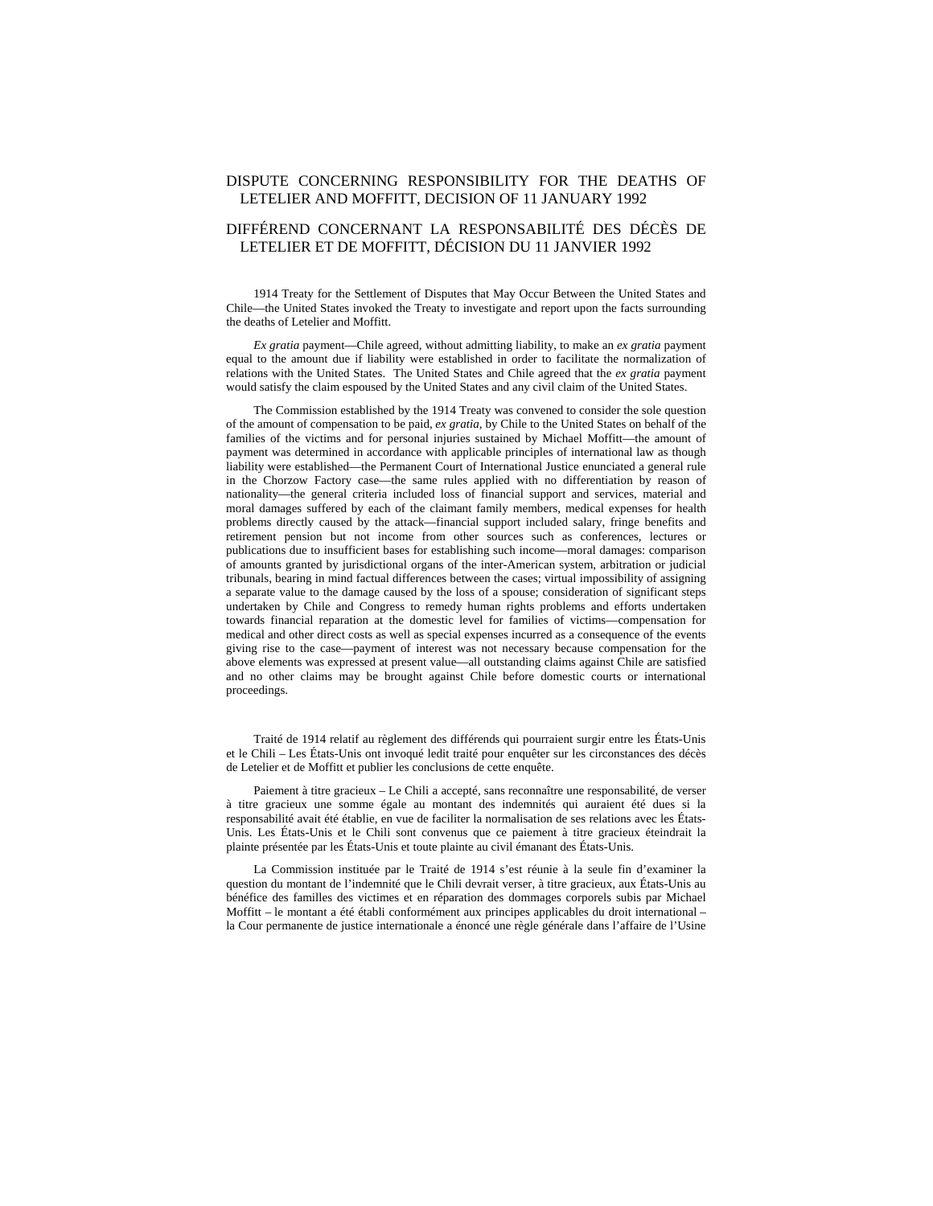# DISPUTE CONCERNING RESPONSIBILITY FOR THE DEATHS OF LETELIER AND MOFFITT, DECISION OF 11 JANUARY 1992

# DIFFÉREND CONCERNANT LA RESPONSABILITÉ DES DÉCÈS DE LETELIER ET DE MOFFITT, DÉCISION DU 11 JANVIER 1992

1914 Treaty for the Settlement of Disputes that May Occur Between the United States and Chile—the United States invoked the Treaty to investigate and report upon the facts surrounding the deaths of Letelier and Moffitt.

*Ex gratia* payment—Chile agreed, without admitting liability, to make an *ex gratia* payment equal to the amount due if liability were established in order to facilitate the normalization of relations with the United States. The United States and Chile agreed that the *ex gratia* payment would satisfy the claim espoused by the United States and any civil claim of the United States.

The Commission established by the 1914 Treaty was convened to consider the sole question of the amount of compensation to be paid, *ex gratia*, by Chile to the United States on behalf of the families of the victims and for personal injuries sustained by Michael Moffitt—the amount of payment was determined in accordance with applicable principles of international law as though liability were established—the Permanent Court of International Justice enunciated a general rule in the Chorzow Factory case—the same rules applied with no differentiation by reason of nationality—the general criteria included loss of financial support and services, material and moral damages suffered by each of the claimant family members, medical expenses for health problems directly caused by the attack—financial support included salary, fringe benefits and retirement pension but not income from other sources such as conferences, lectures or publications due to insufficient bases for establishing such income—moral damages: comparison of amounts granted by jurisdictional organs of the inter-American system, arbitration or judicial tribunals, bearing in mind factual differences between the cases; virtual impossibility of assigning a separate value to the damage caused by the loss of a spouse; consideration of significant steps undertaken by Chile and Congress to remedy human rights problems and efforts undertaken towards financial reparation at the domestic level for families of victims—compensation for medical and other direct costs as well as special expenses incurred as a consequence of the events giving rise to the case—payment of interest was not necessary because compensation for the above elements was expressed at present value—all outstanding claims against Chile are satisfied and no other claims may be brought against Chile before domestic courts or international proceedings.

Traité de 1914 relatif au règlement des différends qui pourraient surgir entre les États-Unis et le Chili – Les États-Unis ont invoqué ledit traité pour enquêter sur les circonstances des décès de Letelier et de Moffitt et publier les conclusions de cette enquête.

Paiement à titre gracieux – Le Chili a accepté, sans reconnaître une responsabilité, de verser à titre gracieux une somme égale au montant des indemnités qui auraient été dues si la responsabilité avait été établie, en vue de faciliter la normalisation de ses relations avec les États-Unis. Les États-Unis et le Chili sont convenus que ce paiement à titre gracieux éteindrait la plainte présentée par les États-Unis et toute plainte au civil émanant des États-Unis.

La Commission instituée par le Traité de 1914 s'est réunie à la seule fin d'examiner la question du montant de l'indemnité que le Chili devrait verser, à titre gracieux, aux États-Unis au bénéfice des familles des victimes et en réparation des dommages corporels subis par Michael Moffitt – le montant a été établi conformément aux principes applicables du droit international – la Cour permanente de justice internationale a énoncé une règle générale dans l'affaire de l'Usine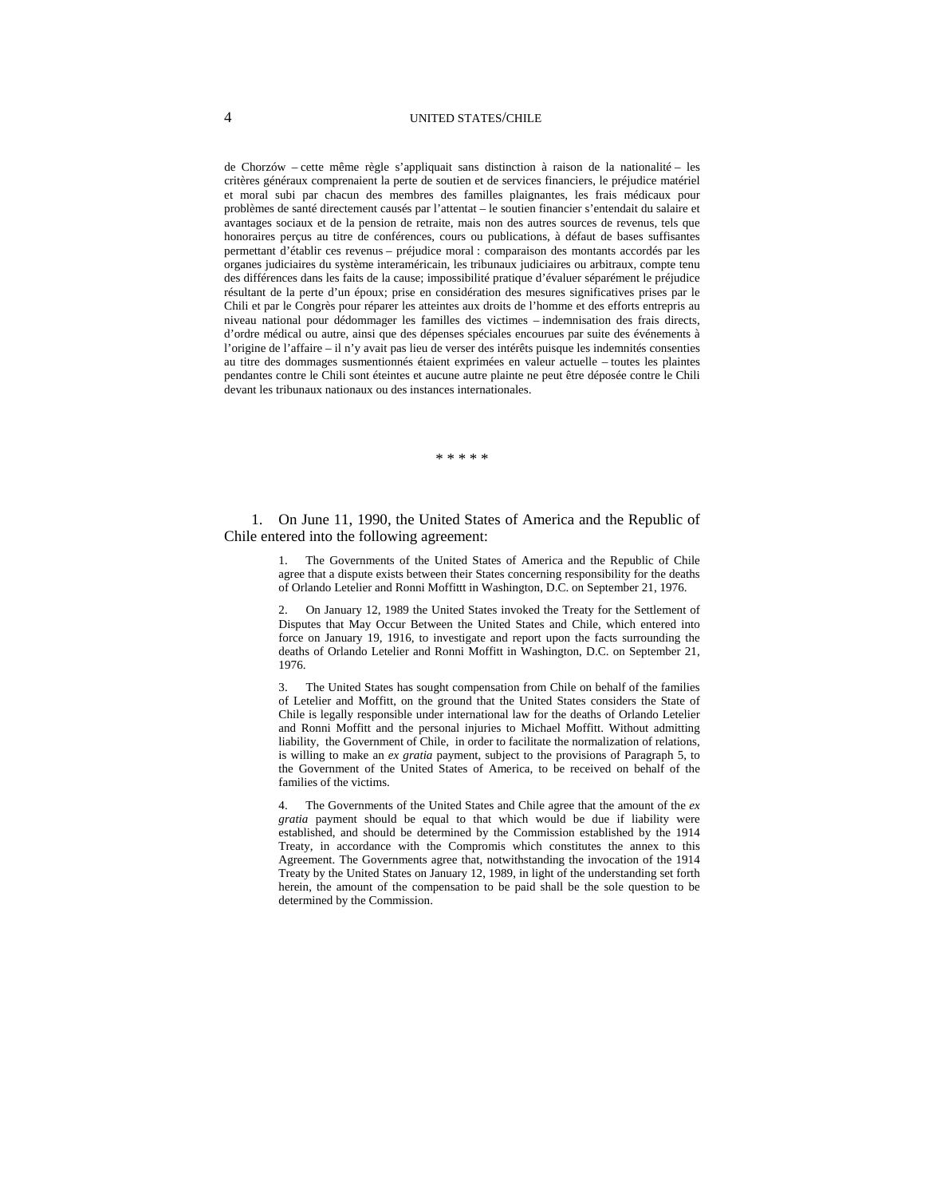de Chorzów – cette même règle s'appliquait sans distinction à raison de la nationalité – les critères généraux comprenaient la perte de soutien et de services financiers, le préjudice matériel et moral subi par chacun des membres des familles plaignantes, les frais médicaux pour problèmes de santé directement causés par l'attentat – le soutien financier s'entendait du salaire et avantages sociaux et de la pension de retraite, mais non des autres sources de revenus, tels que honoraires perçus au titre de conférences, cours ou publications, à défaut de bases suffisantes permettant d'établir ces revenus – préjudice moral : comparaison des montants accordés par les organes judiciaires du système interaméricain, les tribunaux judiciaires ou arbitraux, compte tenu des différences dans les faits de la cause; impossibilité pratique d'évaluer séparément le préjudice résultant de la perte d'un époux; prise en considération des mesures significatives prises par le Chili et par le Congrès pour réparer les atteintes aux droits de l'homme et des efforts entrepris au niveau national pour dédommager les familles des victimes – indemnisation des frais directs, d'ordre médical ou autre, ainsi que des dépenses spéciales encourues par suite des événements à l'origine de l'affaire – il n'y avait pas lieu de verser des intérêts puisque les indemnités consenties au titre des dommages susmentionnés étaient exprimées en valeur actuelle – toutes les plaintes pendantes contre le Chili sont éteintes et aucune autre plainte ne peut être déposée contre le Chili devant les tribunaux nationaux ou des instances internationales.

\* \* \* \* \*

1. On June 11, 1990, the United States of America and the Republic of Chile entered into the following agreement:

> 1. The Governments of the United States of America and the Republic of Chile agree that a dispute exists between their States concerning responsibility for the deaths of Orlando Letelier and Ronni Moffittt in Washington, D.C. on September 21, 1976.
>
> 2. On January 12, 1989 the United States invoked the Treaty for the Settlement of Disputes that May Occur Between the United States and Chile, which entered into force on January 19, 1916, to investigate and report upon the facts surrounding the deaths of Orlando Letelier and Ronni Moffitt in Washington, D.C. on September 21, 1976.
>
> 3. The United States has sought compensation from Chile on behalf of the families of Letelier and Moffitt, on the ground that the United States considers the State of Chile is legally responsible under international law for the deaths of Orlando Letelier and Ronni Moffitt and the personal injuries to Michael Moffitt. Without admitting liability, the Government of Chile, in order to facilitate the normalization of relations, is willing to make an *ex gratia* payment, subject to the provisions of Paragraph 5, to the Government of the United States of America, to be received on behalf of the families of the victims.
>
> 4. The Governments of the United States and Chile agree that the amount of the *ex gratia* payment should be equal to that which would be due if liability were established, and should be determined by the Commission established by the 1914 Treaty, in accordance with the Compromis which constitutes the annex to this Agreement. The Governments agree that, notwithstanding the invocation of the 1914 Treaty by the United States on January 12, 1989, in light of the understanding set forth herein, the amount of the compensation to be paid shall be the sole question to be determined by the Commission.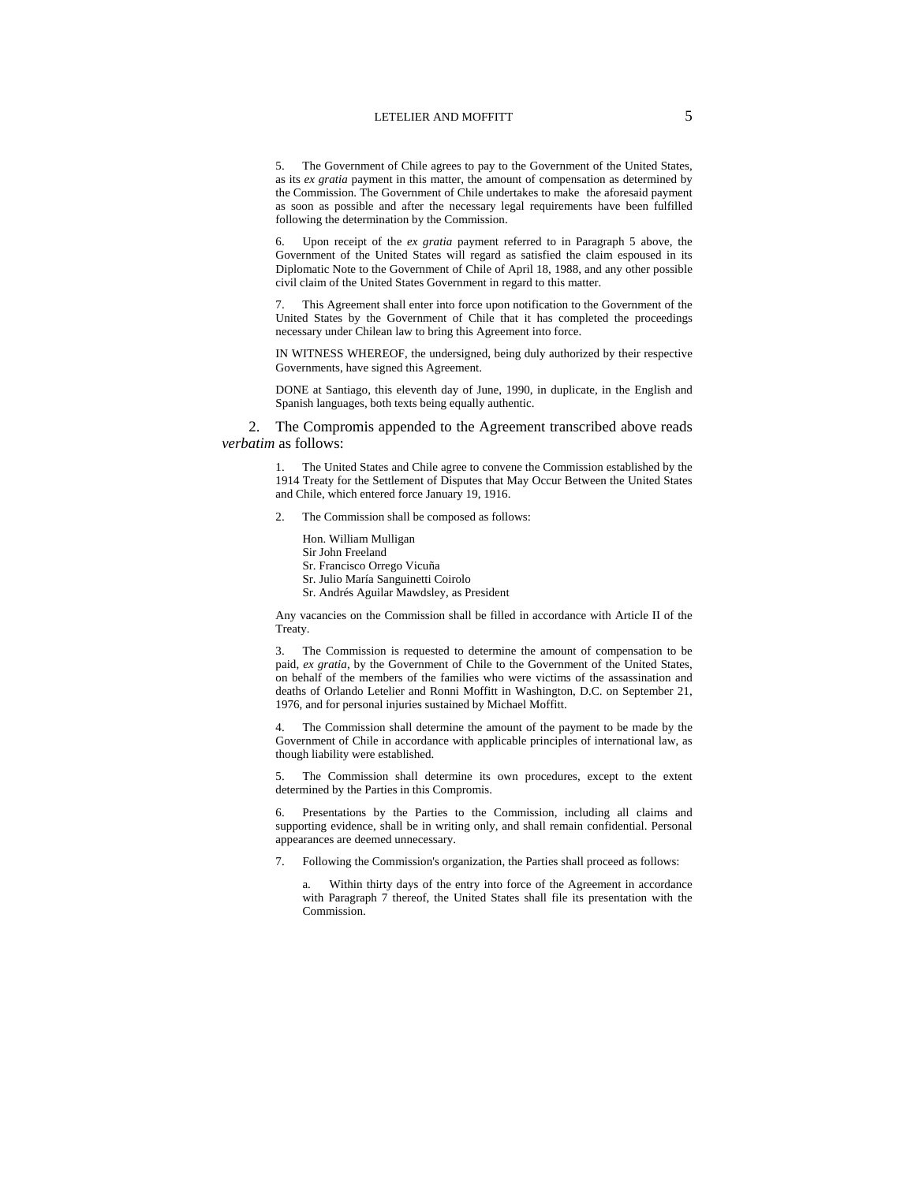5. The Government of Chile agrees to pay to the Government of the United States, as its *ex gratia* payment in this matter, the amount of compensation as determined by the Commission. The Government of Chile undertakes to make the aforesaid payment as soon as possible and after the necessary legal requirements have been fulfilled following the determination by the Commission.

6. Upon receipt of the *ex gratia* payment referred to in Paragraph 5 above, the Government of the United States will regard as satisfied the claim espoused in its Diplomatic Note to the Government of Chile of April 18, 1988, and any other possible civil claim of the United States Government in regard to this matter.

7. This Agreement shall enter into force upon notification to the Government of the United States by the Government of Chile that it has completed the proceedings necessary under Chilean law to bring this Agreement into force.

IN WITNESS WHEREOF, the undersigned, being duly authorized by their respective Governments, have signed this Agreement.

DONE at Santiago, this eleventh day of June, 1990, in duplicate, in the English and Spanish languages, both texts being equally authentic.

2. The Compromis appended to the Agreement transcribed above reads *verbatim* as follows:

1. The United States and Chile agree to convene the Commission established by the 1914 Treaty for the Settlement of Disputes that May Occur Between the United States and Chile, which entered force January 19, 1916.

2. The Commission shall be composed as follows:

Hon. William Mulligan
Sir John Freeland
Sr. Francisco Orrego Vicuña
Sr. Julio María Sanguinetti Coirolo
Sr. Andrés Aguilar Mawdsley, as President

Any vacancies on the Commission shall be filled in accordance with Article II of the Treaty.

3. The Commission is requested to determine the amount of compensation to be paid, *ex gratia*, by the Government of Chile to the Government of the United States, on behalf of the members of the families who were victims of the assassination and deaths of Orlando Letelier and Ronni Moffitt in Washington, D.C. on September 21, 1976, and for personal injuries sustained by Michael Moffitt.

4. The Commission shall determine the amount of the payment to be made by the Government of Chile in accordance with applicable principles of international law, as though liability were established.

5. The Commission shall determine its own procedures, except to the extent determined by the Parties in this Compromis.

6. Presentations by the Parties to the Commission, including all claims and supporting evidence, shall be in writing only, and shall remain confidential. Personal appearances are deemed unnecessary.

7. Following the Commission's organization, the Parties shall proceed as follows:

a. Within thirty days of the entry into force of the Agreement in accordance with Paragraph 7 thereof, the United States shall file its presentation with the Commission.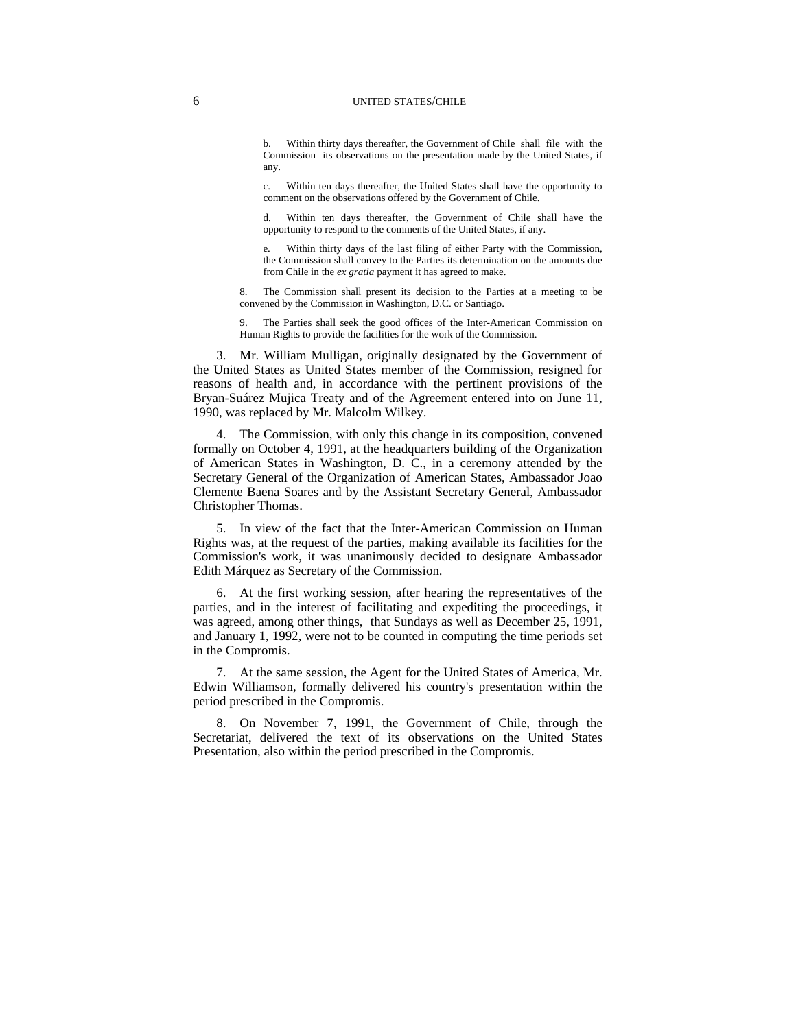b. Within thirty days thereafter, the Government of Chile shall file with the Commission its observations on the presentation made by the United States, if any.

c. Within ten days thereafter, the United States shall have the opportunity to comment on the observations offered by the Government of Chile.

d. Within ten days thereafter, the Government of Chile shall have the opportunity to respond to the comments of the United States, if any.

e. Within thirty days of the last filing of either Party with the Commission, the Commission shall convey to the Parties its determination on the amounts due from Chile in the *ex gratia* payment it has agreed to make.

8. The Commission shall present its decision to the Parties at a meeting to be convened by the Commission in Washington, D.C. or Santiago.

9. The Parties shall seek the good offices of the Inter-American Commission on Human Rights to provide the facilities for the work of the Commission.

3. Mr. William Mulligan, originally designated by the Government of the United States as United States member of the Commission, resigned for reasons of health and, in accordance with the pertinent provisions of the Bryan-Suárez Mujica Treaty and of the Agreement entered into on June 11, 1990, was replaced by Mr. Malcolm Wilkey.

4. The Commission, with only this change in its composition, convened formally on October 4, 1991, at the headquarters building of the Organization of American States in Washington, D. C., in a ceremony attended by the Secretary General of the Organization of American States, Ambassador Joao Clemente Baena Soares and by the Assistant Secretary General, Ambassador Christopher Thomas.

5. In view of the fact that the Inter-American Commission on Human Rights was, at the request of the parties, making available its facilities for the Commission's work, it was unanimously decided to designate Ambassador Edith Márquez as Secretary of the Commission.

6. At the first working session, after hearing the representatives of the parties, and in the interest of facilitating and expediting the proceedings, it was agreed, among other things, that Sundays as well as December 25, 1991, and January 1, 1992, were not to be counted in computing the time periods set in the Compromis.

7. At the same session, the Agent for the United States of America, Mr. Edwin Williamson, formally delivered his country's presentation within the period prescribed in the Compromis.

8. On November 7, 1991, the Government of Chile, through the Secretariat, delivered the text of its observations on the United States Presentation, also within the period prescribed in the Compromis.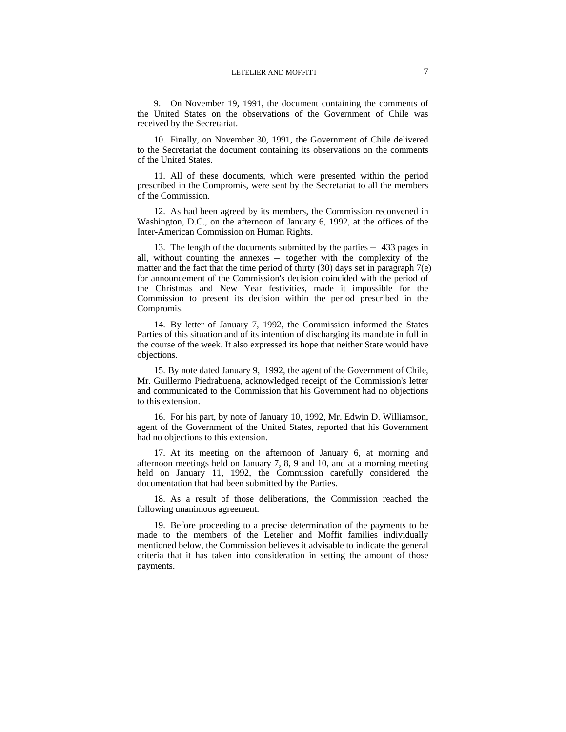9. On November 19, 1991, the document containing the comments of the United States on the observations of the Government of Chile was received by the Secretariat.

10. Finally, on November 30, 1991, the Government of Chile delivered to the Secretariat the document containing its observations on the comments of the United States.

11. All of these documents, which were presented within the period prescribed in the Compromis, were sent by the Secretariat to all the members of the Commission.

12. As had been agreed by its members, the Commission reconvened in Washington, D.C., on the afternoon of January 6, 1992, at the offices of the Inter-American Commission on Human Rights.

13. The length of the documents submitted by the parties – 433 pages in all, without counting the annexes – together with the complexity of the matter and the fact that the time period of thirty (30) days set in paragraph 7(e) for announcement of the Commission's decision coincided with the period of the Christmas and New Year festivities, made it impossible for the Commission to present its decision within the period prescribed in the Compromis.

14. By letter of January 7, 1992, the Commission informed the States Parties of this situation and of its intention of discharging its mandate in full in the course of the week. It also expressed its hope that neither State would have objections.

15. By note dated January 9, 1992, the agent of the Government of Chile, Mr. Guillermo Piedrabuena, acknowledged receipt of the Commission's letter and communicated to the Commission that his Government had no objections to this extension.

16. For his part, by note of January 10, 1992, Mr. Edwin D. Williamson, agent of the Government of the United States, reported that his Government had no objections to this extension.

17. At its meeting on the afternoon of January 6, at morning and afternoon meetings held on January 7, 8, 9 and 10, and at a morning meeting held on January 11, 1992, the Commission carefully considered the documentation that had been submitted by the Parties.

18. As a result of those deliberations, the Commission reached the following unanimous agreement.

19. Before proceeding to a precise determination of the payments to be made to the members of the Letelier and Moffit families individually mentioned below, the Commission believes it advisable to indicate the general criteria that it has taken into consideration in setting the amount of those payments.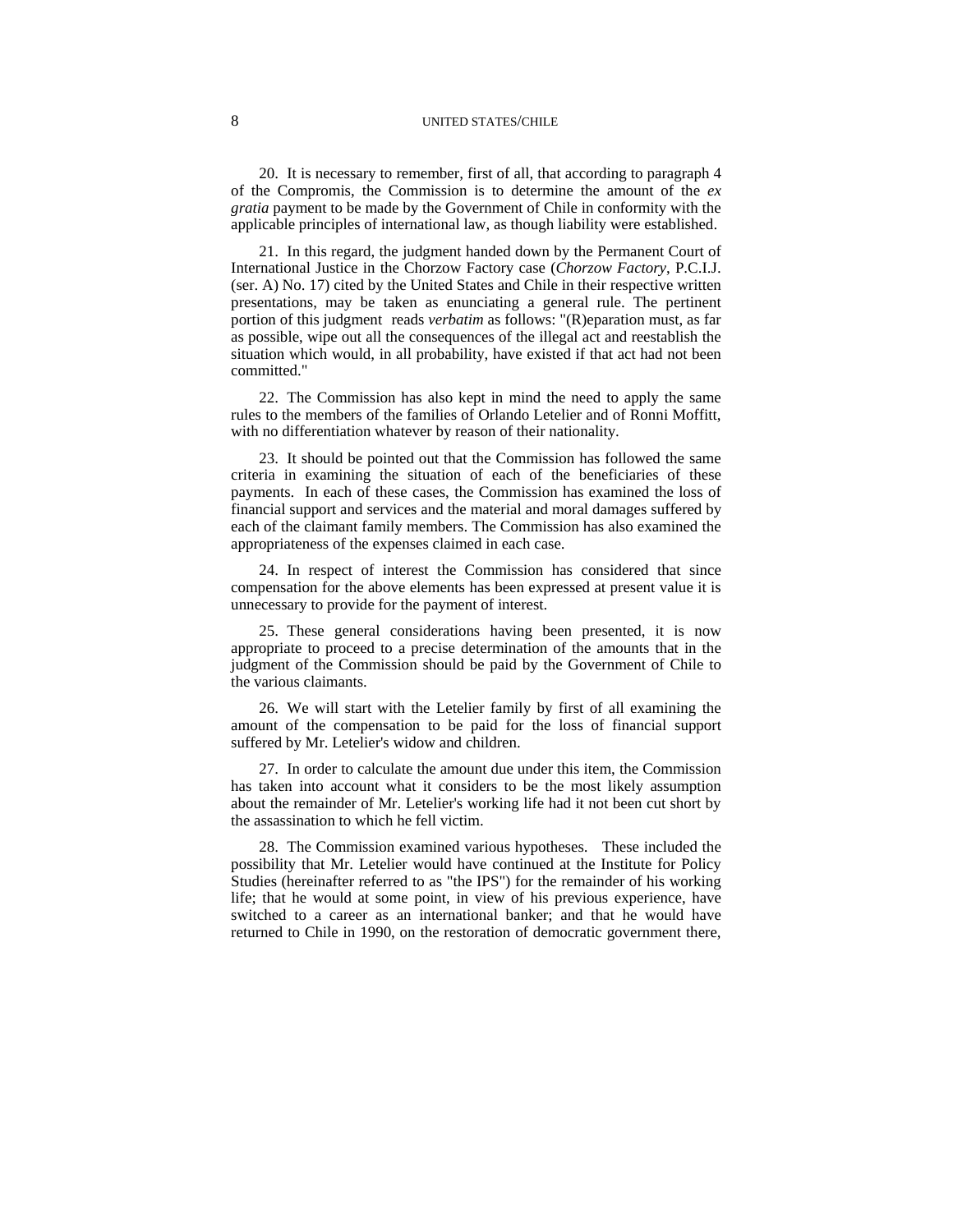20. It is necessary to remember, first of all, that according to paragraph 4 of the Compromis, the Commission is to determine the amount of the *ex gratia* payment to be made by the Government of Chile in conformity with the applicable principles of international law, as though liability were established.

21. In this regard, the judgment handed down by the Permanent Court of International Justice in the Chorzow Factory case (*Chorzow Factory*, P.C.I.J. (ser. A) No. 17) cited by the United States and Chile in their respective written presentations, may be taken as enunciating a general rule. The pertinent portion of this judgment reads *verbatim* as follows: "(R)eparation must, as far as possible, wipe out all the consequences of the illegal act and reestablish the situation which would, in all probability, have existed if that act had not been committed."

22. The Commission has also kept in mind the need to apply the same rules to the members of the families of Orlando Letelier and of Ronni Moffitt, with no differentiation whatever by reason of their nationality.

23. It should be pointed out that the Commission has followed the same criteria in examining the situation of each of the beneficiaries of these payments. In each of these cases, the Commission has examined the loss of financial support and services and the material and moral damages suffered by each of the claimant family members. The Commission has also examined the appropriateness of the expenses claimed in each case.

24. In respect of interest the Commission has considered that since compensation for the above elements has been expressed at present value it is unnecessary to provide for the payment of interest.

25. These general considerations having been presented, it is now appropriate to proceed to a precise determination of the amounts that in the judgment of the Commission should be paid by the Government of Chile to the various claimants.

26. We will start with the Letelier family by first of all examining the amount of the compensation to be paid for the loss of financial support suffered by Mr. Letelier's widow and children.

27. In order to calculate the amount due under this item, the Commission has taken into account what it considers to be the most likely assumption about the remainder of Mr. Letelier's working life had it not been cut short by the assassination to which he fell victim.

28. The Commission examined various hypotheses. These included the possibility that Mr. Letelier would have continued at the Institute for Policy Studies (hereinafter referred to as "the IPS") for the remainder of his working life; that he would at some point, in view of his previous experience, have switched to a career as an international banker; and that he would have returned to Chile in 1990, on the restoration of democratic government there,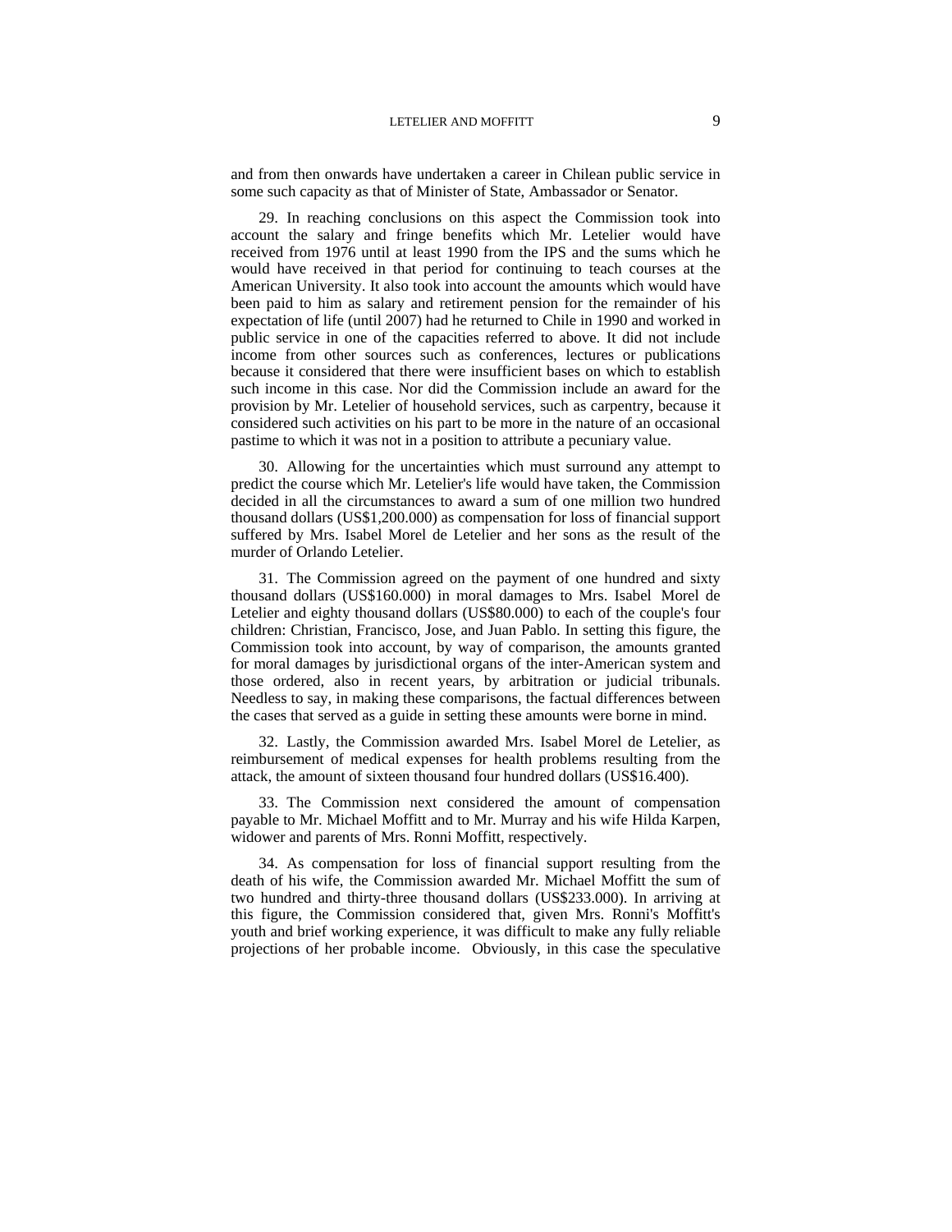and from then onwards have undertaken a career in Chilean public service in some such capacity as that of Minister of State, Ambassador or Senator.

29. In reaching conclusions on this aspect the Commission took into account the salary and fringe benefits which Mr. Letelier would have received from 1976 until at least 1990 from the IPS and the sums which he would have received in that period for continuing to teach courses at the American University. It also took into account the amounts which would have been paid to him as salary and retirement pension for the remainder of his expectation of life (until 2007) had he returned to Chile in 1990 and worked in public service in one of the capacities referred to above. It did not include income from other sources such as conferences, lectures or publications because it considered that there were insufficient bases on which to establish such income in this case. Nor did the Commission include an award for the provision by Mr. Letelier of household services, such as carpentry, because it considered such activities on his part to be more in the nature of an occasional pastime to which it was not in a position to attribute a pecuniary value.

30. Allowing for the uncertainties which must surround any attempt to predict the course which Mr. Letelier's life would have taken, the Commission decided in all the circumstances to award a sum of one million two hundred thousand dollars (US$1,200.000) as compensation for loss of financial support suffered by Mrs. Isabel Morel de Letelier and her sons as the result of the murder of Orlando Letelier.

31. The Commission agreed on the payment of one hundred and sixty thousand dollars (US$160.000) in moral damages to Mrs. Isabel Morel de Letelier and eighty thousand dollars (US$80.000) to each of the couple's four children: Christian, Francisco, Jose, and Juan Pablo. In setting this figure, the Commission took into account, by way of comparison, the amounts granted for moral damages by jurisdictional organs of the inter-American system and those ordered, also in recent years, by arbitration or judicial tribunals. Needless to say, in making these comparisons, the factual differences between the cases that served as a guide in setting these amounts were borne in mind.

32. Lastly, the Commission awarded Mrs. Isabel Morel de Letelier, as reimbursement of medical expenses for health problems resulting from the attack, the amount of sixteen thousand four hundred dollars (US$16.400).

33. The Commission next considered the amount of compensation payable to Mr. Michael Moffitt and to Mr. Murray and his wife Hilda Karpen, widower and parents of Mrs. Ronni Moffitt, respectively.

34. As compensation for loss of financial support resulting from the death of his wife, the Commission awarded Mr. Michael Moffitt the sum of two hundred and thirty-three thousand dollars (US$233.000). In arriving at this figure, the Commission considered that, given Mrs. Ronni's Moffitt's youth and brief working experience, it was difficult to make any fully reliable projections of her probable income. Obviously, in this case the speculative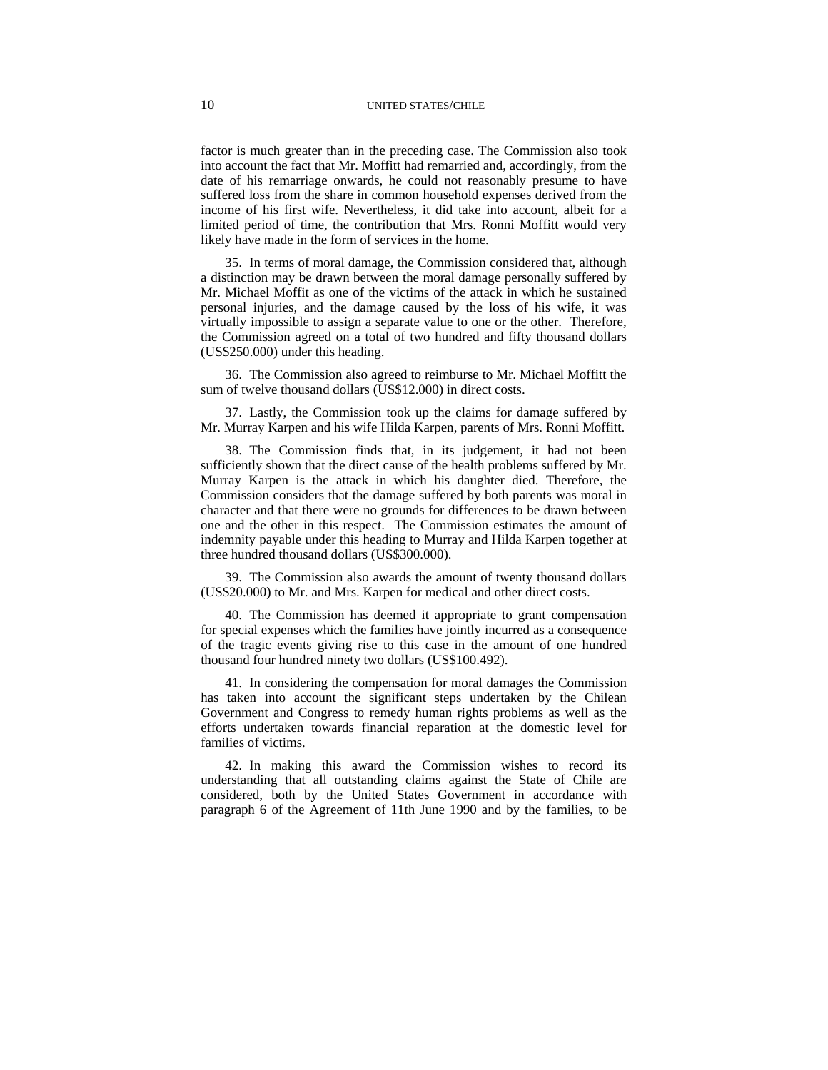factor is much greater than in the preceding case. The Commission also took into account the fact that Mr. Moffitt had remarried and, accordingly, from the date of his remarriage onwards, he could not reasonably presume to have suffered loss from the share in common household expenses derived from the income of his first wife. Nevertheless, it did take into account, albeit for a limited period of time, the contribution that Mrs. Ronni Moffitt would very likely have made in the form of services in the home.

35. In terms of moral damage, the Commission considered that, although a distinction may be drawn between the moral damage personally suffered by Mr. Michael Moffit as one of the victims of the attack in which he sustained personal injuries, and the damage caused by the loss of his wife, it was virtually impossible to assign a separate value to one or the other. Therefore, the Commission agreed on a total of two hundred and fifty thousand dollars (US$250.000) under this heading.

36. The Commission also agreed to reimburse to Mr. Michael Moffitt the sum of twelve thousand dollars (US$12.000) in direct costs.

37. Lastly, the Commission took up the claims for damage suffered by Mr. Murray Karpen and his wife Hilda Karpen, parents of Mrs. Ronni Moffitt.

38. The Commission finds that, in its judgement, it had not been sufficiently shown that the direct cause of the health problems suffered by Mr. Murray Karpen is the attack in which his daughter died. Therefore, the Commission considers that the damage suffered by both parents was moral in character and that there were no grounds for differences to be drawn between one and the other in this respect. The Commission estimates the amount of indemnity payable under this heading to Murray and Hilda Karpen together at three hundred thousand dollars (US$300.000).

39. The Commission also awards the amount of twenty thousand dollars (US$20.000) to Mr. and Mrs. Karpen for medical and other direct costs.

40. The Commission has deemed it appropriate to grant compensation for special expenses which the families have jointly incurred as a consequence of the tragic events giving rise to this case in the amount of one hundred thousand four hundred ninety two dollars (US$100.492).

41. In considering the compensation for moral damages the Commission has taken into account the significant steps undertaken by the Chilean Government and Congress to remedy human rights problems as well as the efforts undertaken towards financial reparation at the domestic level for families of victims.

42. In making this award the Commission wishes to record its understanding that all outstanding claims against the State of Chile are considered, both by the United States Government in accordance with paragraph 6 of the Agreement of 11th June 1990 and by the families, to be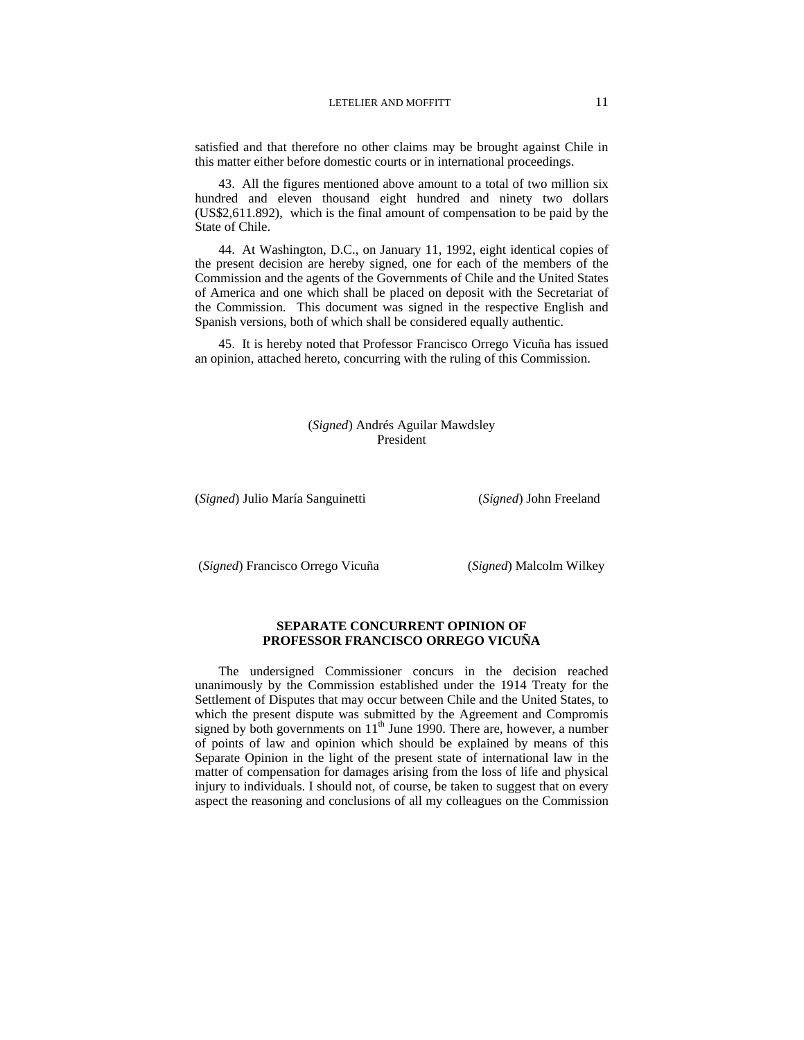satisfied and that therefore no other claims may be brought against Chile in this matter either before domestic courts or in international proceedings.

43. All the figures mentioned above amount to a total of two million six hundred and eleven thousand eight hundred and ninety two dollars (US$2,611.892), which is the final amount of compensation to be paid by the State of Chile.

44. At Washington, D.C., on January 11, 1992, eight identical copies of the present decision are hereby signed, one for each of the members of the Commission and the agents of the Governments of Chile and the United States of America and one which shall be placed on deposit with the Secretariat of the Commission. This document was signed in the respective English and Spanish versions, both of which shall be considered equally authentic.

45. It is hereby noted that Professor Francisco Orrego Vicuña has issued an opinion, attached hereto, concurring with the ruling of this Commission.

(*Signed*) Andrés Aguilar Mawdsley
President

(*Signed*) Julio María Sanguinetti

(*Signed*) John Freeland

(*Signed*) Francisco Orrego Vicuña

(*Signed*) Malcolm Wilkey

## SEPARATE CONCURRENT OPINION OF PROFESSOR FRANCISCO ORREGO VICUÑA

The undersigned Commissioner concurs in the decision reached unanimously by the Commission established under the 1914 Treaty for the Settlement of Disputes that may occur between Chile and the United States, to which the present dispute was submitted by the Agreement and Compromis signed by both governments on 11th June 1990. There are, however, a number of points of law and opinion which should be explained by means of this Separate Opinion in the light of the present state of international law in the matter of compensation for damages arising from the loss of life and physical injury to individuals. I should not, of course, be taken to suggest that on every aspect the reasoning and conclusions of all my colleagues on the Commission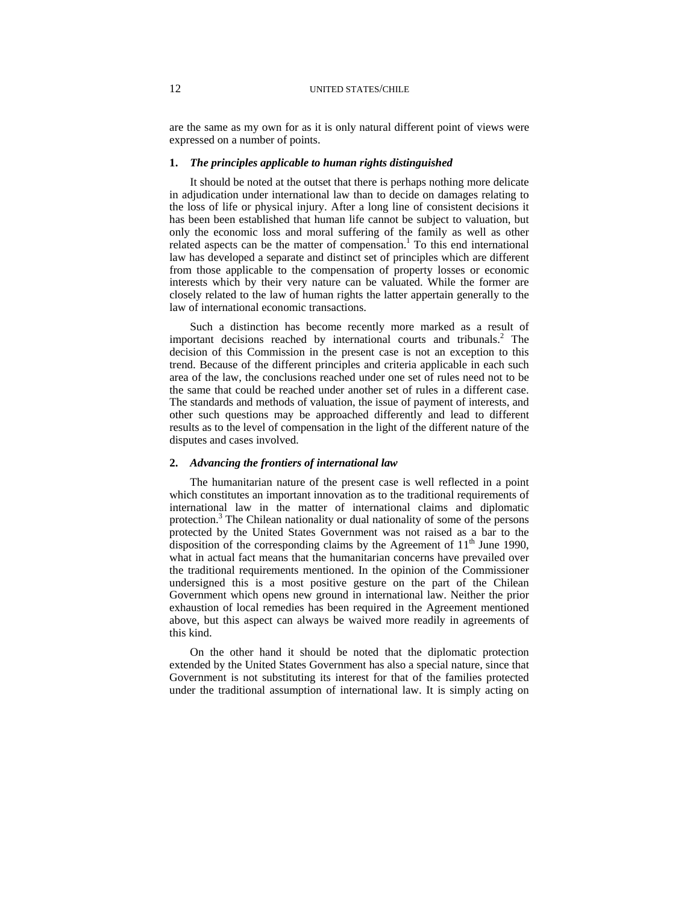are the same as my own for as it is only natural different point of views were expressed on a number of points.

**1.** ***The principles applicable to human rights distinguished***

It should be noted at the outset that there is perhaps nothing more delicate in adjudication under international law than to decide on damages relating to the loss of life or physical injury. After a long line of consistent decisions it has been been established that human life cannot be subject to valuation, but only the economic loss and moral suffering of the family as well as other related aspects can be the matter of compensation.[1] To this end international law has developed a separate and distinct set of principles which are different from those applicable to the compensation of property losses or economic interests which by their very nature can be valuated. While the former are closely related to the law of human rights the latter appertain generally to the law of international economic transactions.

Such a distinction has become recently more marked as a result of important decisions reached by international courts and tribunals.[2] The decision of this Commission in the present case is not an exception to this trend. Because of the different principles and criteria applicable in each such area of the law, the conclusions reached under one set of rules need not to be the same that could be reached under another set of rules in a different case. The standards and methods of valuation, the issue of payment of interests, and other such questions may be approached differently and lead to different results as to the level of compensation in the light of the different nature of the disputes and cases involved.

**2.** ***Advancing the frontiers of international law***

The humanitarian nature of the present case is well reflected in a point which constitutes an important innovation as to the traditional requirements of international law in the matter of international claims and diplomatic protection.[3] The Chilean nationality or dual nationality of some of the persons protected by the United States Government was not raised as a bar to the disposition of the corresponding claims by the Agreement of 11th June 1990, what in actual fact means that the humanitarian concerns have prevailed over the traditional requirements mentioned. In the opinion of the Commissioner undersigned this is a most positive gesture on the part of the Chilean Government which opens new ground in international law. Neither the prior exhaustion of local remedies has been required in the Agreement mentioned above, but this aspect can always be waived more readily in agreements of this kind.

On the other hand it should be noted that the diplomatic protection extended by the United States Government has also a special nature, since that Government is not substituting its interest for that of the families protected under the traditional assumption of international law. It is simply acting on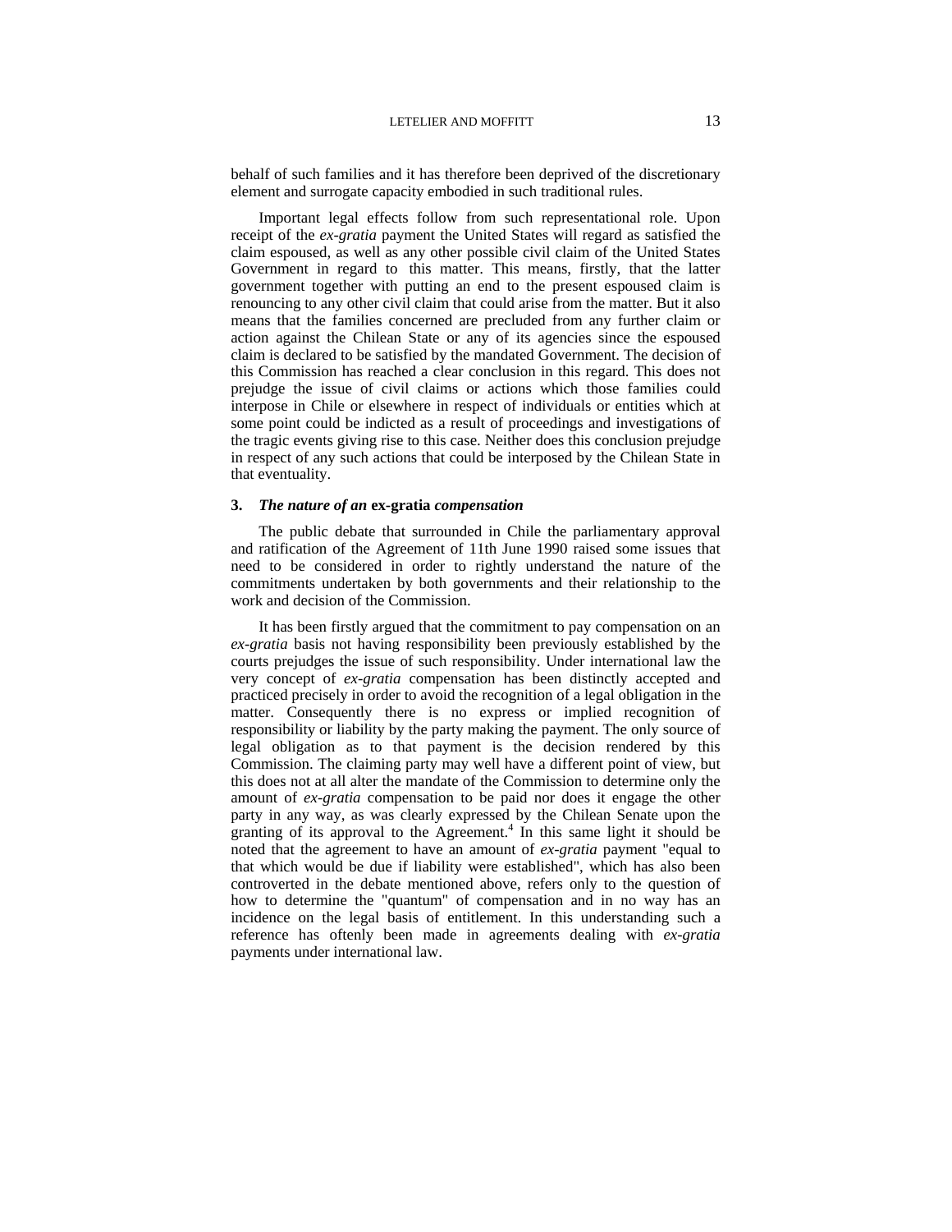behalf of such families and it has therefore been deprived of the discretionary element and surrogate capacity embodied in such traditional rules.

Important legal effects follow from such representational role. Upon receipt of the *ex-gratia* payment the United States will regard as satisfied the claim espoused, as well as any other possible civil claim of the United States Government in regard to this matter. This means, firstly, that the latter government together with putting an end to the present espoused claim is renouncing to any other civil claim that could arise from the matter. But it also means that the families concerned are precluded from any further claim or action against the Chilean State or any of its agencies since the espoused claim is declared to be satisfied by the mandated Government. The decision of this Commission has reached a clear conclusion in this regard. This does not prejudge the issue of civil claims or actions which those families could interpose in Chile or elsewhere in respect of individuals or entities which at some point could be indicted as a result of proceedings and investigations of the tragic events giving rise to this case. Neither does this conclusion prejudge in respect of any such actions that could be interposed by the Chilean State in that eventuality.

### 3. *The nature of an* **ex-gratia** *compensation*

The public debate that surrounded in Chile the parliamentary approval and ratification of the Agreement of 11th June 1990 raised some issues that need to be considered in order to rightly understand the nature of the commitments undertaken by both governments and their relationship to the work and decision of the Commission.

It has been firstly argued that the commitment to pay compensation on an *ex-gratia* basis not having responsibility been previously established by the courts prejudges the issue of such responsibility. Under international law the very concept of *ex-gratia* compensation has been distinctly accepted and practiced precisely in order to avoid the recognition of a legal obligation in the matter. Consequently there is no express or implied recognition of responsibility or liability by the party making the payment. The only source of legal obligation as to that payment is the decision rendered by this Commission. The claiming party may well have a different point of view, but this does not at all alter the mandate of the Commission to determine only the amount of *ex-gratia* compensation to be paid nor does it engage the other party in any way, as was clearly expressed by the Chilean Senate upon the granting of its approval to the Agreement.[4] In this same light it should be noted that the agreement to have an amount of *ex-gratia* payment "equal to that which would be due if liability were established", which has also been controverted in the debate mentioned above, refers only to the question of how to determine the "quantum" of compensation and in no way has an incidence on the legal basis of entitlement. In this understanding such a reference has oftenly been made in agreements dealing with *ex-gratia* payments under international law.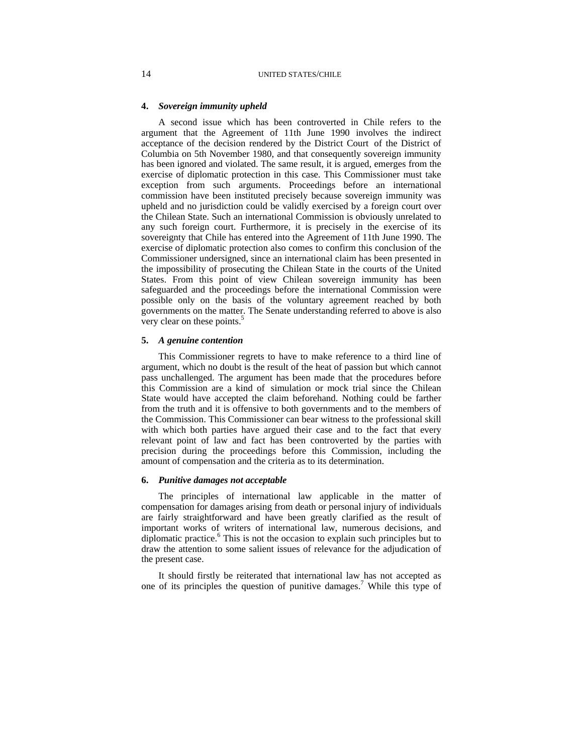#### 4. *Sovereign immunity upheld*

A second issue which has been controverted in Chile refers to the argument that the Agreement of 11th June 1990 involves the indirect acceptance of the decision rendered by the District Court of the District of Columbia on 5th November 1980, and that consequently sovereign immunity has been ignored and violated. The same result, it is argued, emerges from the exercise of diplomatic protection in this case. This Commissioner must take exception from such arguments. Proceedings before an international commission have been instituted precisely because sovereign immunity was upheld and no jurisdiction could be validly exercised by a foreign court over the Chilean State. Such an international Commission is obviously unrelated to any such foreign court. Furthermore, it is precisely in the exercise of its sovereignty that Chile has entered into the Agreement of 11th June 1990. The exercise of diplomatic protection also comes to confirm this conclusion of the Commissioner undersigned, since an international claim has been presented in the impossibility of prosecuting the Chilean State in the courts of the United States. From this point of view Chilean sovereign immunity has been safeguarded and the proceedings before the international Commission were possible only on the basis of the voluntary agreement reached by both governments on the matter. The Senate understanding referred to above is also very clear on these points.[5]

#### 5. *A genuine contention*

This Commissioner regrets to have to make reference to a third line of argument, which no doubt is the result of the heat of passion but which cannot pass unchallenged. The argument has been made that the procedures before this Commission are a kind of simulation or mock trial since the Chilean State would have accepted the claim beforehand. Nothing could be farther from the truth and it is offensive to both governments and to the members of the Commission. This Commissioner can bear witness to the professional skill with which both parties have argued their case and to the fact that every relevant point of law and fact has been controverted by the parties with precision during the proceedings before this Commission, including the amount of compensation and the criteria as to its determination.

#### 6. *Punitive damages not acceptable*

The principles of international law applicable in the matter of compensation for damages arising from death or personal injury of individuals are fairly straightforward and have been greatly clarified as the result of important works of writers of international law, numerous decisions, and diplomatic practice.[6] This is not the occasion to explain such principles but to draw the attention to some salient issues of relevance for the adjudication of the present case.

It should firstly be reiterated that international law has not accepted as one of its principles the question of punitive damages.[7] While this type of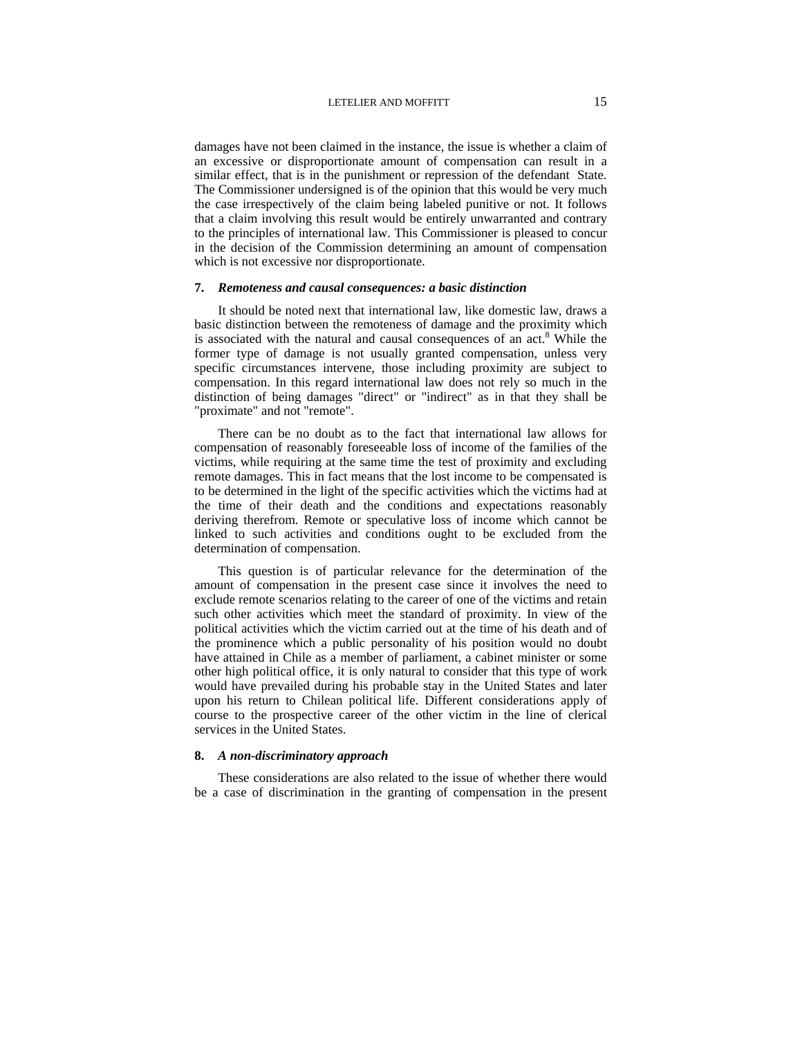damages have not been claimed in the instance, the issue is whether a claim of an excessive or disproportionate amount of compensation can result in a similar effect, that is in the punishment or repression of the defendant State. The Commissioner undersigned is of the opinion that this would be very much the case irrespectively of the claim being labeled punitive or not. It follows that a claim involving this result would be entirely unwarranted and contrary to the principles of international law. This Commissioner is pleased to concur in the decision of the Commission determining an amount of compensation which is not excessive nor disproportionate.

**7. *Remoteness and causal consequences: a basic distinction***

It should be noted next that international law, like domestic law, draws a basic distinction between the remoteness of damage and the proximity which is associated with the natural and causal consequences of an act.[8] While the former type of damage is not usually granted compensation, unless very specific circumstances intervene, those including proximity are subject to compensation. In this regard international law does not rely so much in the distinction of being damages "direct" or "indirect" as in that they shall be "proximate" and not "remote".

There can be no doubt as to the fact that international law allows for compensation of reasonably foreseeable loss of income of the families of the victims, while requiring at the same time the test of proximity and excluding remote damages. This in fact means that the lost income to be compensated is to be determined in the light of the specific activities which the victims had at the time of their death and the conditions and expectations reasonably deriving therefrom. Remote or speculative loss of income which cannot be linked to such activities and conditions ought to be excluded from the determination of compensation.

This question is of particular relevance for the determination of the amount of compensation in the present case since it involves the need to exclude remote scenarios relating to the career of one of the victims and retain such other activities which meet the standard of proximity. In view of the political activities which the victim carried out at the time of his death and of the prominence which a public personality of his position would no doubt have attained in Chile as a member of parliament, a cabinet minister or some other high political office, it is only natural to consider that this type of work would have prevailed during his probable stay in the United States and later upon his return to Chilean political life. Different considerations apply of course to the prospective career of the other victim in the line of clerical services in the United States.

**8. *A non-discriminatory approach***

These considerations are also related to the issue of whether there would be a case of discrimination in the granting of compensation in the present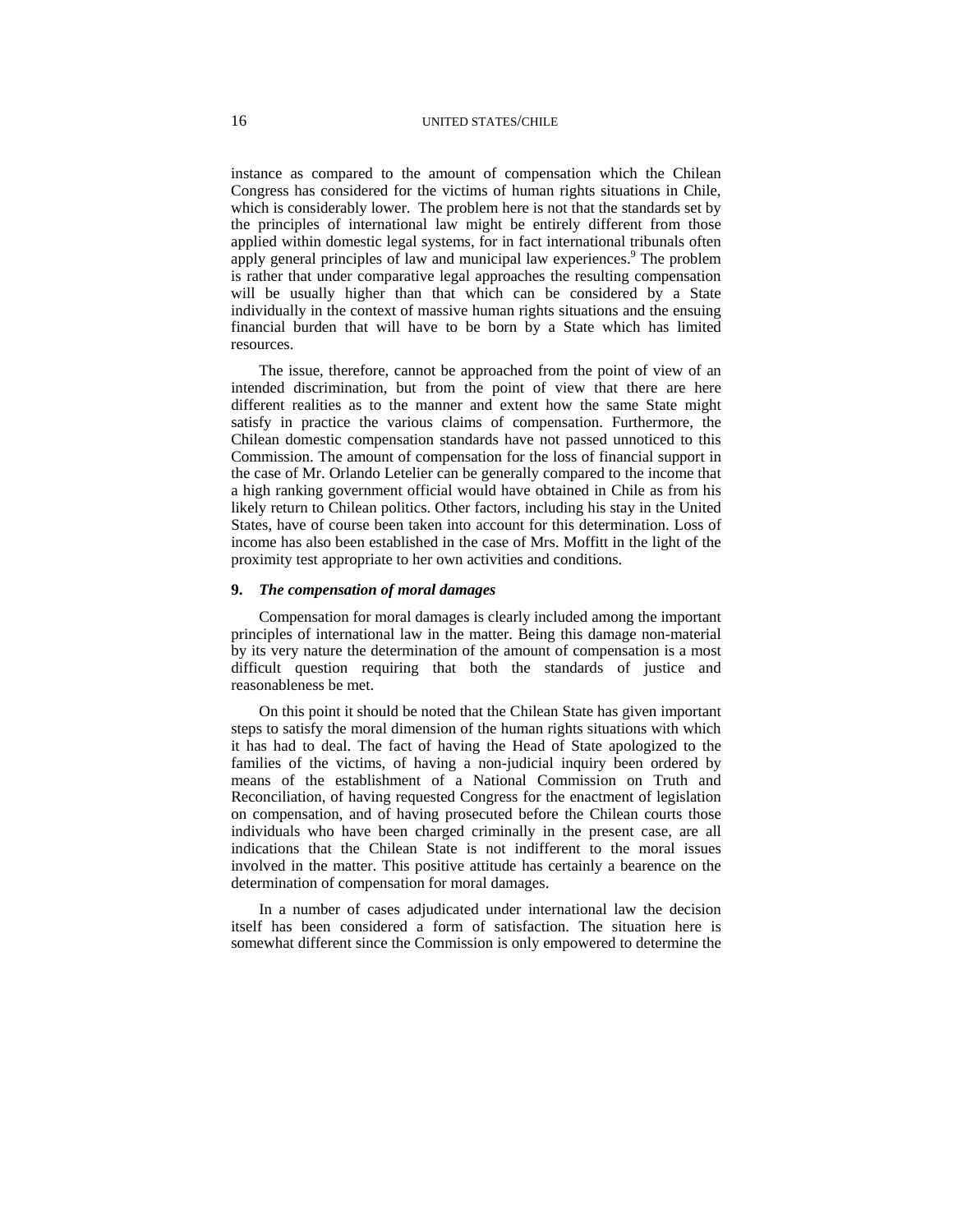instance as compared to the amount of compensation which the Chilean Congress has considered for the victims of human rights situations in Chile, which is considerably lower. The problem here is not that the standards set by the principles of international law might be entirely different from those applied within domestic legal systems, for in fact international tribunals often apply general principles of law and municipal law experiences.[9] The problem is rather that under comparative legal approaches the resulting compensation will be usually higher than that which can be considered by a State individually in the context of massive human rights situations and the ensuing financial burden that will have to be born by a State which has limited resources.

The issue, therefore, cannot be approached from the point of view of an intended discrimination, but from the point of view that there are here different realities as to the manner and extent how the same State might satisfy in practice the various claims of compensation. Furthermore, the Chilean domestic compensation standards have not passed unnoticed to this Commission. The amount of compensation for the loss of financial support in the case of Mr. Orlando Letelier can be generally compared to the income that a high ranking government official would have obtained in Chile as from his likely return to Chilean politics. Other factors, including his stay in the United States, have of course been taken into account for this determination. Loss of income has also been established in the case of Mrs. Moffitt in the light of the proximity test appropriate to her own activities and conditions.

**9.** ***The compensation of moral damages***

Compensation for moral damages is clearly included among the important principles of international law in the matter. Being this damage non-material by its very nature the determination of the amount of compensation is a most difficult question requiring that both the standards of justice and reasonableness be met.

On this point it should be noted that the Chilean State has given important steps to satisfy the moral dimension of the human rights situations with which it has had to deal. The fact of having the Head of State apologized to the families of the victims, of having a non-judicial inquiry been ordered by means of the establishment of a National Commission on Truth and Reconciliation, of having requested Congress for the enactment of legislation on compensation, and of having prosecuted before the Chilean courts those individuals who have been charged criminally in the present case, are all indications that the Chilean State is not indifferent to the moral issues involved in the matter. This positive attitude has certainly a bearence on the determination of compensation for moral damages.

In a number of cases adjudicated under international law the decision itself has been considered a form of satisfaction. The situation here is somewhat different since the Commission is only empowered to determine the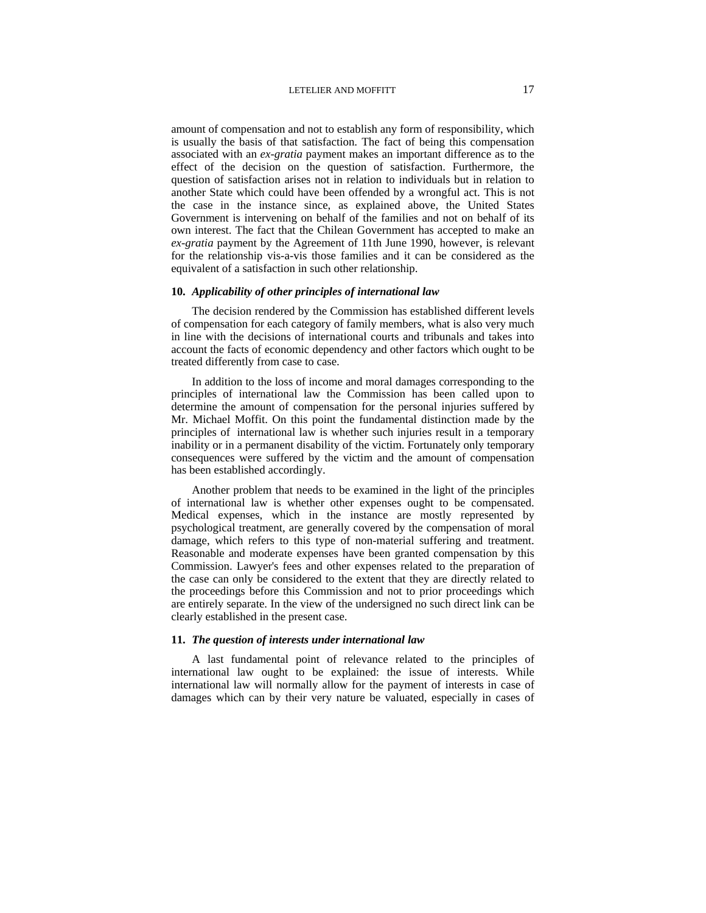amount of compensation and not to establish any form of responsibility, which is usually the basis of that satisfaction. The fact of being this compensation associated with an *ex-gratia* payment makes an important difference as to the effect of the decision on the question of satisfaction. Furthermore, the question of satisfaction arises not in relation to individuals but in relation to another State which could have been offended by a wrongful act. This is not the case in the instance since, as explained above, the United States Government is intervening on behalf of the families and not on behalf of its own interest. The fact that the Chilean Government has accepted to make an *ex-gratia* payment by the Agreement of 11th June 1990, however, is relevant for the relationship vis-a-vis those families and it can be considered as the equivalent of a satisfaction in such other relationship.

### 10. *Applicability of other principles of international law*

The decision rendered by the Commission has established different levels of compensation for each category of family members, what is also very much in line with the decisions of international courts and tribunals and takes into account the facts of economic dependency and other factors which ought to be treated differently from case to case.

In addition to the loss of income and moral damages corresponding to the principles of international law the Commission has been called upon to determine the amount of compensation for the personal injuries suffered by Mr. Michael Moffit. On this point the fundamental distinction made by the principles of international law is whether such injuries result in a temporary inability or in a permanent disability of the victim. Fortunately only temporary consequences were suffered by the victim and the amount of compensation has been established accordingly.

Another problem that needs to be examined in the light of the principles of international law is whether other expenses ought to be compensated. Medical expenses, which in the instance are mostly represented by psychological treatment, are generally covered by the compensation of moral damage, which refers to this type of non-material suffering and treatment. Reasonable and moderate expenses have been granted compensation by this Commission. Lawyer's fees and other expenses related to the preparation of the case can only be considered to the extent that they are directly related to the proceedings before this Commission and not to prior proceedings which are entirely separate. In the view of the undersigned no such direct link can be clearly established in the present case.

### 11. *The question of interests under international law*

A last fundamental point of relevance related to the principles of international law ought to be explained: the issue of interests. While international law will normally allow for the payment of interests in case of damages which can by their very nature be valuated, especially in cases of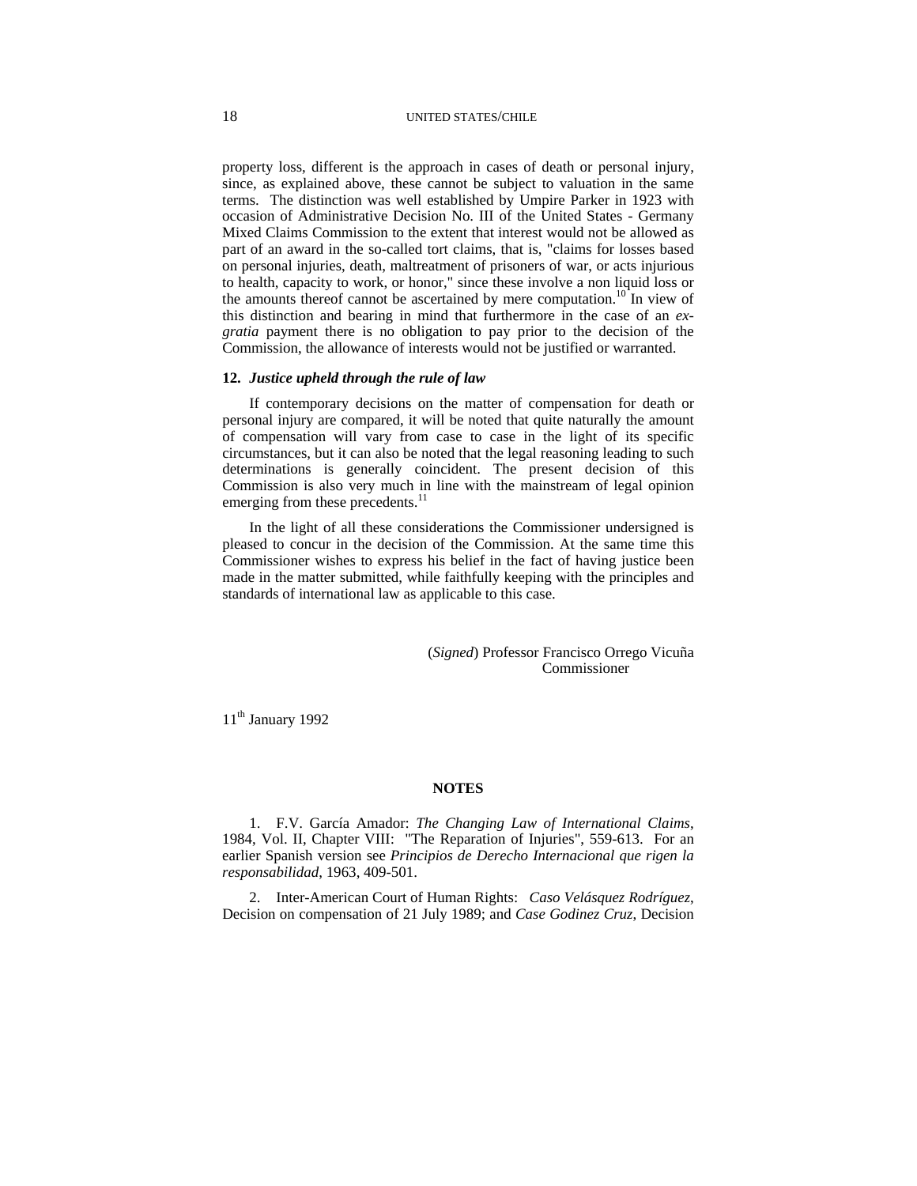property loss, different is the approach in cases of death or personal injury, since, as explained above, these cannot be subject to valuation in the same terms. The distinction was well established by Umpire Parker in 1923 with occasion of Administrative Decision No. III of the United States - Germany Mixed Claims Commission to the extent that interest would not be allowed as part of an award in the so-called tort claims, that is, "claims for losses based on personal injuries, death, maltreatment of prisoners of war, or acts injurious to health, capacity to work, or honor," since these involve a non liquid loss or the amounts thereof cannot be ascertained by mere computation.[10] In view of this distinction and bearing in mind that furthermore in the case of an *ex-gratia* payment there is no obligation to pay prior to the decision of the Commission, the allowance of interests would not be justified or warranted.

**12.** ***Justice upheld through the rule of law***

If contemporary decisions on the matter of compensation for death or personal injury are compared, it will be noted that quite naturally the amount of compensation will vary from case to case in the light of its specific circumstances, but it can also be noted that the legal reasoning leading to such determinations is generally coincident. The present decision of this Commission is also very much in line with the mainstream of legal opinion emerging from these precedents.[11]

In the light of all these considerations the Commissioner undersigned is pleased to concur in the decision of the Commission. At the same time this Commissioner wishes to express his belief in the fact of having justice been made in the matter submitted, while faithfully keeping with the principles and standards of international law as applicable to this case.

(*Signed*) Professor Francisco Orrego Vicuña
Commissioner

11th January 1992

**NOTES**

1. F.V. García Amador: *The Changing Law of International Claims*, 1984, Vol. II, Chapter VIII: "The Reparation of Injuries", 559-613. For an earlier Spanish version see *Principios de Derecho Internacional que rigen la responsabilidad*, 1963, 409-501.

2. Inter-American Court of Human Rights: *Caso Velásquez Rodríguez*, Decision on compensation of 21 July 1989; and *Case Godinez Cruz*, Decision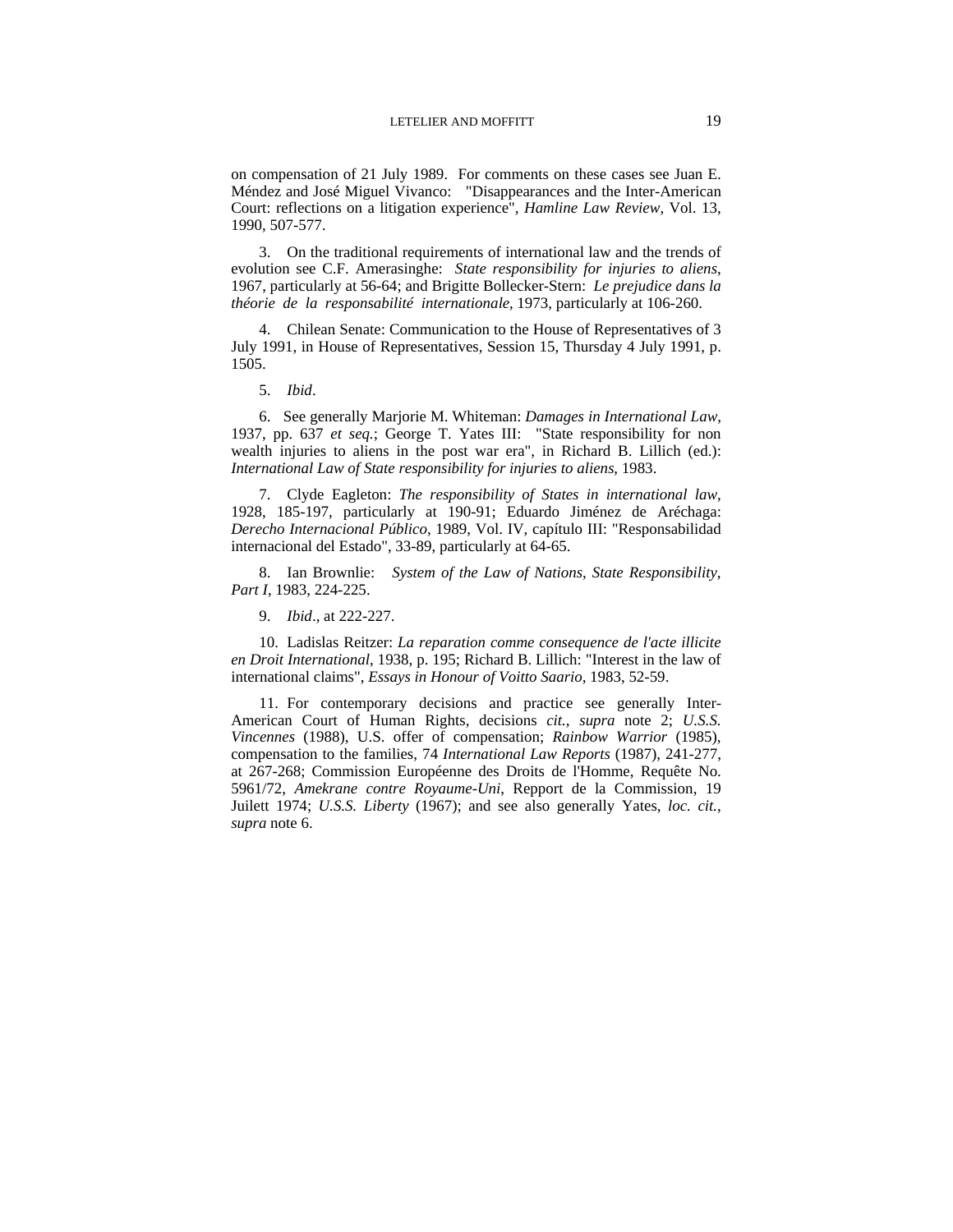on compensation of 21 July 1989. For comments on these cases see Juan E. Méndez and José Miguel Vivanco: "Disappearances and the Inter-American Court: reflections on a litigation experience", *Hamline Law Review*, Vol. 13, 1990, 507-577.

3. On the traditional requirements of international law and the trends of evolution see C.F. Amerasinghe: *State responsibility for injuries to aliens*, 1967, particularly at 56-64; and Brigitte Bollecker-Stern: *Le prejudice dans la théorie de la responsabilité internationale*, 1973, particularly at 106-260.

4. Chilean Senate: Communication to the House of Representatives of 3 July 1991, in House of Representatives, Session 15, Thursday 4 July 1991, p. 1505.

5. *Ibid*.

6. See generally Marjorie M. Whiteman: *Damages in International Law*, 1937, pp. 637 *et seq.*; George T. Yates III: "State responsibility for non wealth injuries to aliens in the post war era", in Richard B. Lillich (ed.): *International Law of State responsibility for injuries to aliens*, 1983.

7. Clyde Eagleton: *The responsibility of States in international law*, 1928, 185-197, particularly at 190-91; Eduardo Jiménez de Aréchaga: *Derecho Internacional Público*, 1989, Vol. IV, capítulo III: "Responsabilidad internacional del Estado", 33-89, particularly at 64-65.

8. Ian Brownlie: *System of the Law of Nations, State Responsibility, Part I*, 1983, 224-225.

9. *Ibid*., at 222-227.

10. Ladislas Reitzer: *La reparation comme consequence de l'acte illicite en Droit International*, 1938, p. 195; Richard B. Lillich: "Interest in the law of international claims", *Essays in Honour of Voitto Saario*, 1983, 52-59.

11. For contemporary decisions and practice see generally Inter-American Court of Human Rights, decisions *cit., supra* note 2; *U.S.S. Vincennes* (1988), U.S. offer of compensation; *Rainbow Warrior* (1985), compensation to the families, 74 *International Law Reports* (1987), 241-277, at 267-268; Commission Européenne des Droits de l'Homme, Requête No. 5961/72, *Amekrane contre Royaume-Uni*, Repport de la Commission, 19 Juilett 1974; *U.S.S. Liberty* (1967); and see also generally Yates, *loc. cit.*, *supra* note 6.